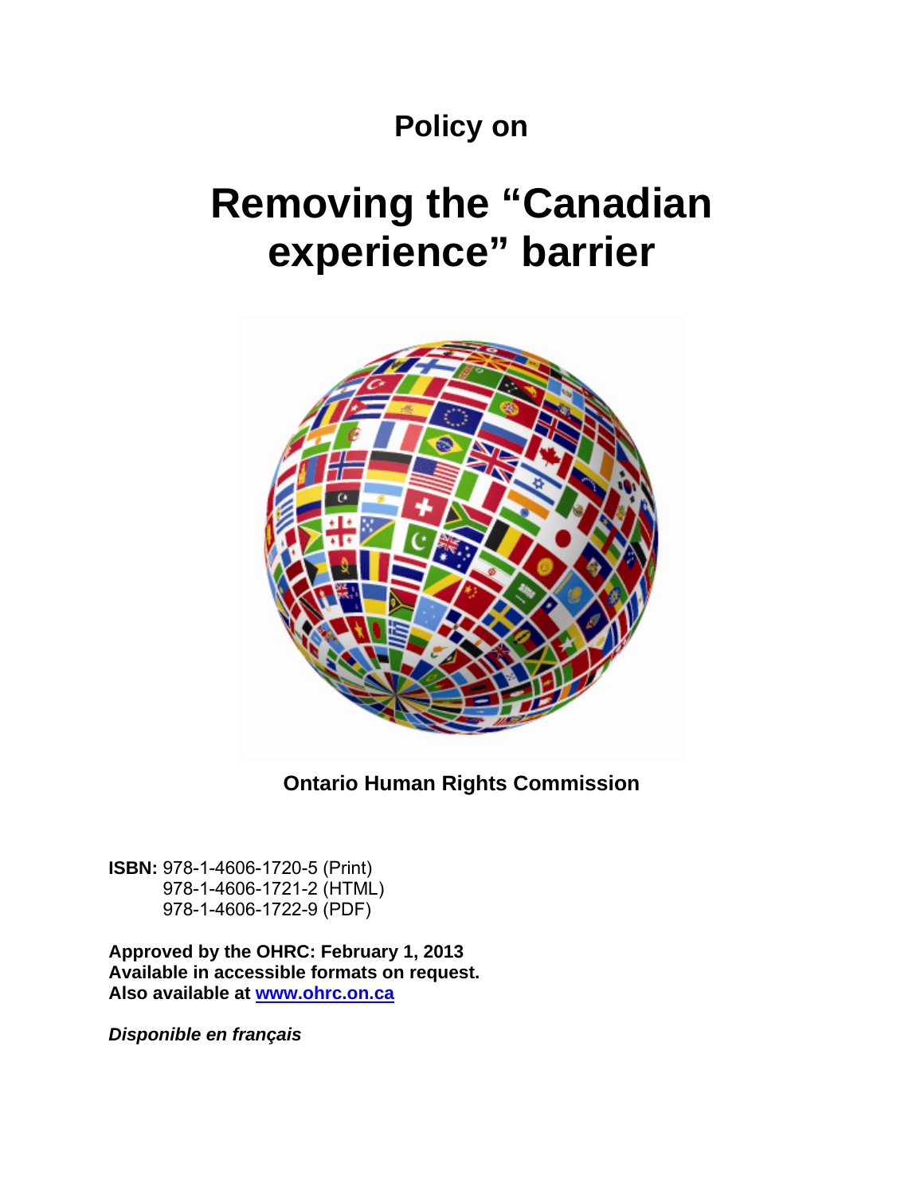Policy on

# Removing the "Canadian experience" barrier

**Ontario Human Rights Commission**

**ISBN:** 978-1-4606-1720-5 (Print)
978-1-4606-1721-2 (HTML)
978-1-4606-1722-9 (PDF)

**Approved by the OHRC: February 1, 2013**
**Available in accessible formats on request.**
**Also available at [www.ohrc.on.ca](www.ohrc.on.ca)**

***Disponible en français***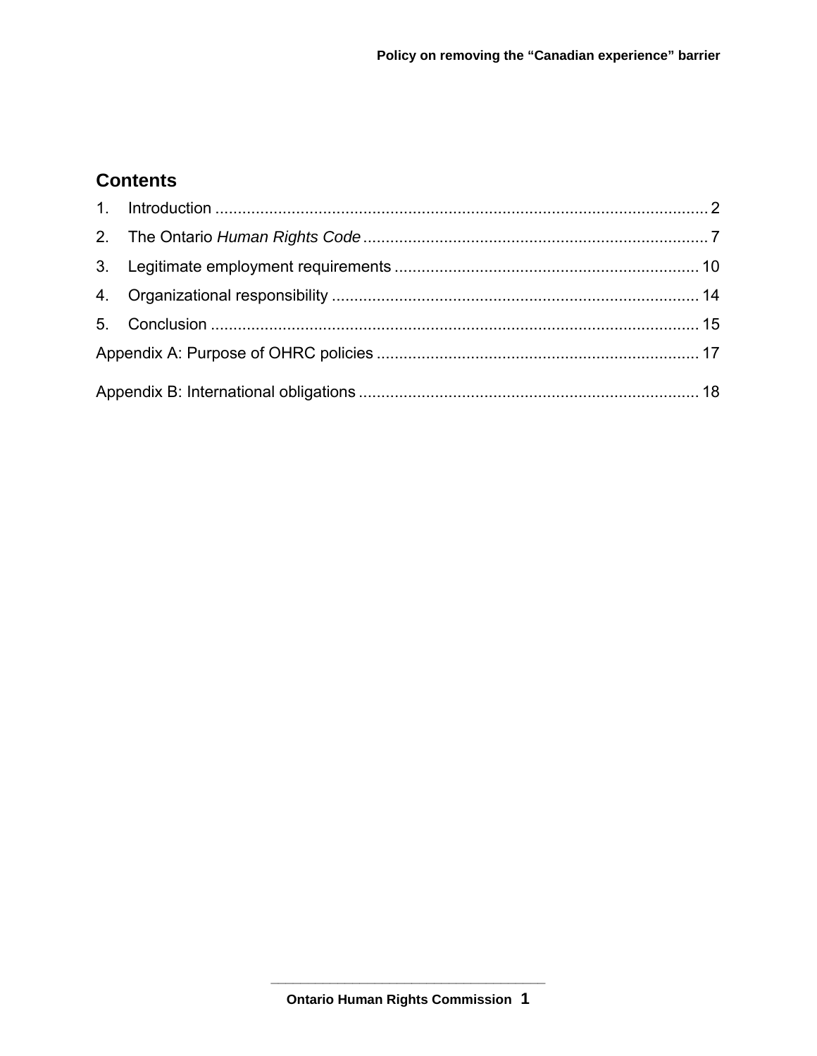## Contents

1. Introduction ........................................................................................................... 2
2. The Ontario *Human Rights Code* ............................................................................ 7
3. Legitimate employment requirements ................................................................... 10
4. Organizational responsibility ................................................................................. 14
5. Conclusion ........................................................................................................... 15

Appendix A: Purpose of OHRC policies ....................................................................... 17

Appendix B: International obligations ........................................................................... 18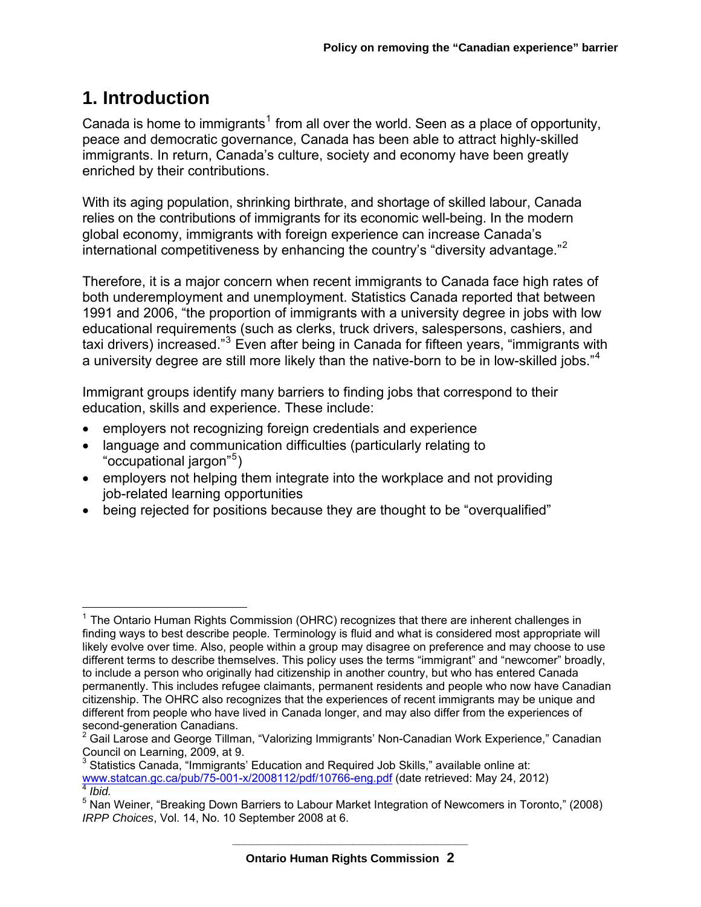# 1. Introduction

Canada is home to immigrants[1] from all over the world. Seen as a place of opportunity, peace and democratic governance, Canada has been able to attract highly-skilled immigrants. In return, Canada's culture, society and economy have been greatly enriched by their contributions.

With its aging population, shrinking birthrate, and shortage of skilled labour, Canada relies on the contributions of immigrants for its economic well-being. In the modern global economy, immigrants with foreign experience can increase Canada's international competitiveness by enhancing the country's "diversity advantage."[2]

Therefore, it is a major concern when recent immigrants to Canada face high rates of both underemployment and unemployment. Statistics Canada reported that between 1991 and 2006, "the proportion of immigrants with a university degree in jobs with low educational requirements (such as clerks, truck drivers, salespersons, cashiers, and taxi drivers) increased."[3] Even after being in Canada for fifteen years, "immigrants with a university degree are still more likely than the native-born to be in low-skilled jobs."[4]

Immigrant groups identify many barriers to finding jobs that correspond to their education, skills and experience. These include:

- employers not recognizing foreign credentials and experience
- language and communication difficulties (particularly relating to "occupational jargon"[5])
- employers not helping them integrate into the workplace and not providing job-related learning opportunities
- being rejected for positions because they are thought to be "overqualified"

---

[1] The Ontario Human Rights Commission (OHRC) recognizes that there are inherent challenges in finding ways to best describe people. Terminology is fluid and what is considered most appropriate will likely evolve over time. Also, people within a group may disagree on preference and may choose to use different terms to describe themselves. This policy uses the terms "immigrant" and "newcomer" broadly, to include a person who originally had citizenship in another country, but who has entered Canada permanently. This includes refugee claimants, permanent residents and people who now have Canadian citizenship. The OHRC also recognizes that the experiences of recent immigrants may be unique and different from people who have lived in Canada longer, and may also differ from the experiences of second-generation Canadians.

[2] Gail Larose and George Tillman, "Valorizing Immigrants' Non-Canadian Work Experience," Canadian Council on Learning, 2009, at 9.

[3] Statistics Canada, "Immigrants' Education and Required Job Skills," available online at: www.statcan.gc.ca/pub/75-001-x/2008112/pdf/10766-eng.pdf (date retrieved: May 24, 2012)

[4] *Ibid.*

[5] Nan Weiner, "Breaking Down Barriers to Labour Market Integration of Newcomers in Toronto," (2008) *IRPP Choices*, Vol. 14, No. 10 September 2008 at 6.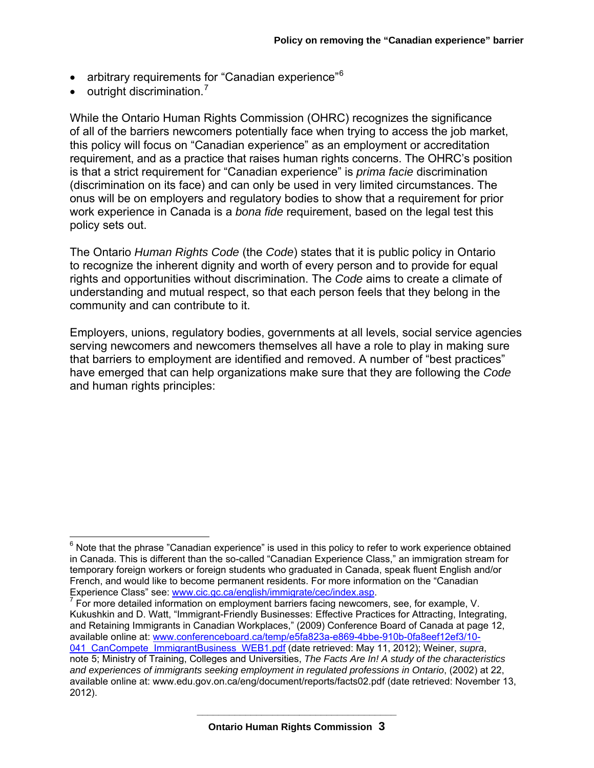- arbitrary requirements for "Canadian experience"[6]
- outright discrimination.[7]

While the Ontario Human Rights Commission (OHRC) recognizes the significance of all of the barriers newcomers potentially face when trying to access the job market, this policy will focus on "Canadian experience" as an employment or accreditation requirement, and as a practice that raises human rights concerns. The OHRC's position is that a strict requirement for "Canadian experience" is *prima facie* discrimination (discrimination on its face) and can only be used in very limited circumstances. The onus will be on employers and regulatory bodies to show that a requirement for prior work experience in Canada is a *bona fide* requirement, based on the legal test this policy sets out.

The Ontario *Human Rights Code* (the *Code*) states that it is public policy in Ontario to recognize the inherent dignity and worth of every person and to provide for equal rights and opportunities without discrimination. The *Code* aims to create a climate of understanding and mutual respect, so that each person feels that they belong in the community and can contribute to it.

Employers, unions, regulatory bodies, governments at all levels, social service agencies serving newcomers and newcomers themselves all have a role to play in making sure that barriers to employment are identified and removed. A number of "best practices" have emerged that can help organizations make sure that they are following the *Code* and human rights principles:

---

[6] Note that the phrase "Canadian experience" is used in this policy to refer to work experience obtained in Canada. This is different than the so-called "Canadian Experience Class," an immigration stream for temporary foreign workers or foreign students who graduated in Canada, speak fluent English and/or French, and would like to become permanent residents. For more information on the "Canadian Experience Class" see: www.cic.gc.ca/english/immigrate/cec/index.asp.

[7] For more detailed information on employment barriers facing newcomers, see, for example, V. Kukushkin and D. Watt, "Immigrant-Friendly Businesses: Effective Practices for Attracting, Integrating, and Retaining Immigrants in Canadian Workplaces," (2009) Conference Board of Canada at page 12, available online at: www.conferenceboard.ca/temp/e5fa823a-e869-4bbe-910b-0fa8eef12ef3/10-041_CanCompete_ImmigrantBusiness_WEB1.pdf (date retrieved: May 11, 2012); Weiner, *supra*, note 5; Ministry of Training, Colleges and Universities, *The Facts Are In! A study of the characteristics and experiences of immigrants seeking employment in regulated professions in Ontario*, (2002) at 22, available online at: www.edu.gov.on.ca/eng/document/reports/facts02.pdf (date retrieved: November 13, 2012).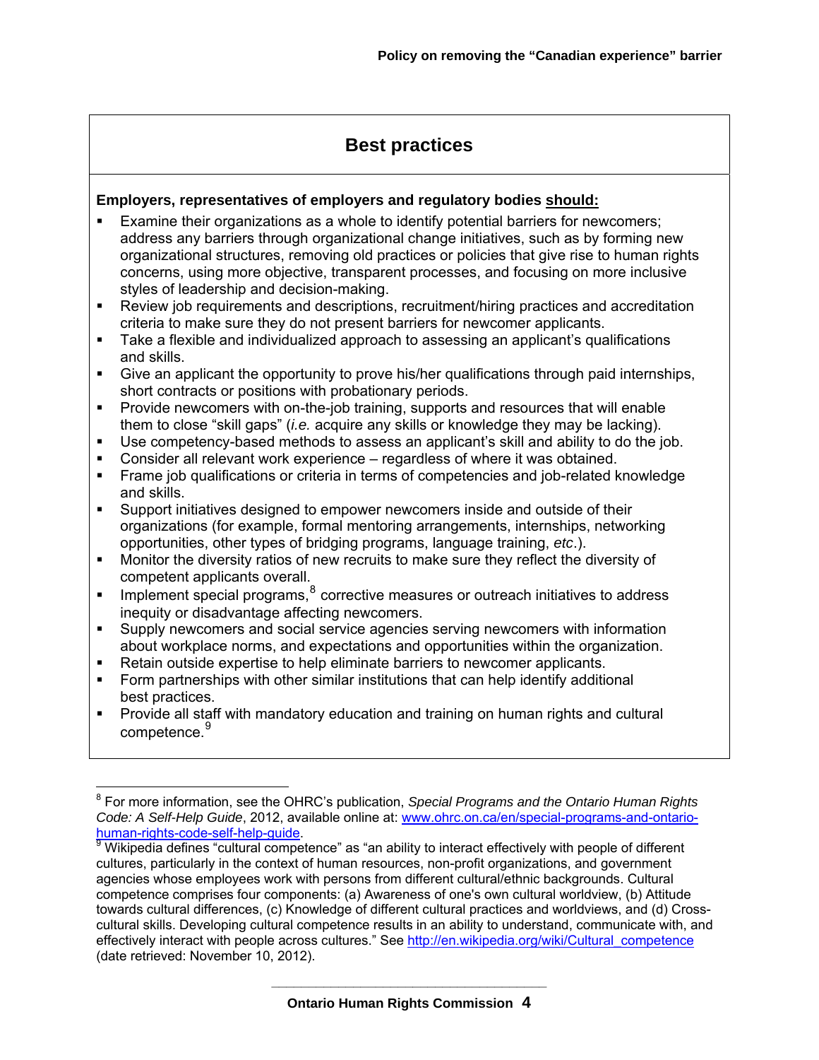## Best practices

**Employers, representatives of employers and regulatory bodies <u>should:</u>**

- Examine their organizations as a whole to identify potential barriers for newcomers; address any barriers through organizational change initiatives, such as by forming new organizational structures, removing old practices or policies that give rise to human rights concerns, using more objective, transparent processes, and focusing on more inclusive styles of leadership and decision-making.
- Review job requirements and descriptions, recruitment/hiring practices and accreditation criteria to make sure they do not present barriers for newcomer applicants.
- Take a flexible and individualized approach to assessing an applicant's qualifications and skills.
- Give an applicant the opportunity to prove his/her qualifications through paid internships, short contracts or positions with probationary periods.
- Provide newcomers with on-the-job training, supports and resources that will enable them to close "skill gaps" (*i.e.* acquire any skills or knowledge they may be lacking).
- Use competency-based methods to assess an applicant's skill and ability to do the job.
- Consider all relevant work experience – regardless of where it was obtained.
- Frame job qualifications or criteria in terms of competencies and job-related knowledge and skills.
- Support initiatives designed to empower newcomers inside and outside of their organizations (for example, formal mentoring arrangements, internships, networking opportunities, other types of bridging programs, language training, *etc*.).
- Monitor the diversity ratios of new recruits to make sure they reflect the diversity of competent applicants overall.
- Implement special programs,[8] corrective measures or outreach initiatives to address inequity or disadvantage affecting newcomers.
- Supply newcomers and social service agencies serving newcomers with information about workplace norms, and expectations and opportunities within the organization.
- Retain outside expertise to help eliminate barriers to newcomer applicants.
- Form partnerships with other similar institutions that can help identify additional best practices.
- Provide all staff with mandatory education and training on human rights and cultural competence.[9]

---

[8] For more information, see the OHRC's publication, *Special Programs and the Ontario Human Rights Code: A Self-Help Guide*, 2012, available online at: www.ohrc.on.ca/en/special-programs-and-ontario-human-rights-code-self-help-guide.

[9] Wikipedia defines "cultural competence" as "an ability to interact effectively with people of different cultures, particularly in the context of human resources, non-profit organizations, and government agencies whose employees work with persons from different cultural/ethnic backgrounds. Cultural competence comprises four components: (a) Awareness of one's own cultural worldview, (b) Attitude towards cultural differences, (c) Knowledge of different cultural practices and worldviews, and (d) Cross-cultural skills. Developing cultural competence results in an ability to understand, communicate with, and effectively interact with people across cultures." See http://en.wikipedia.org/wiki/Cultural_competence (date retrieved: November 10, 2012).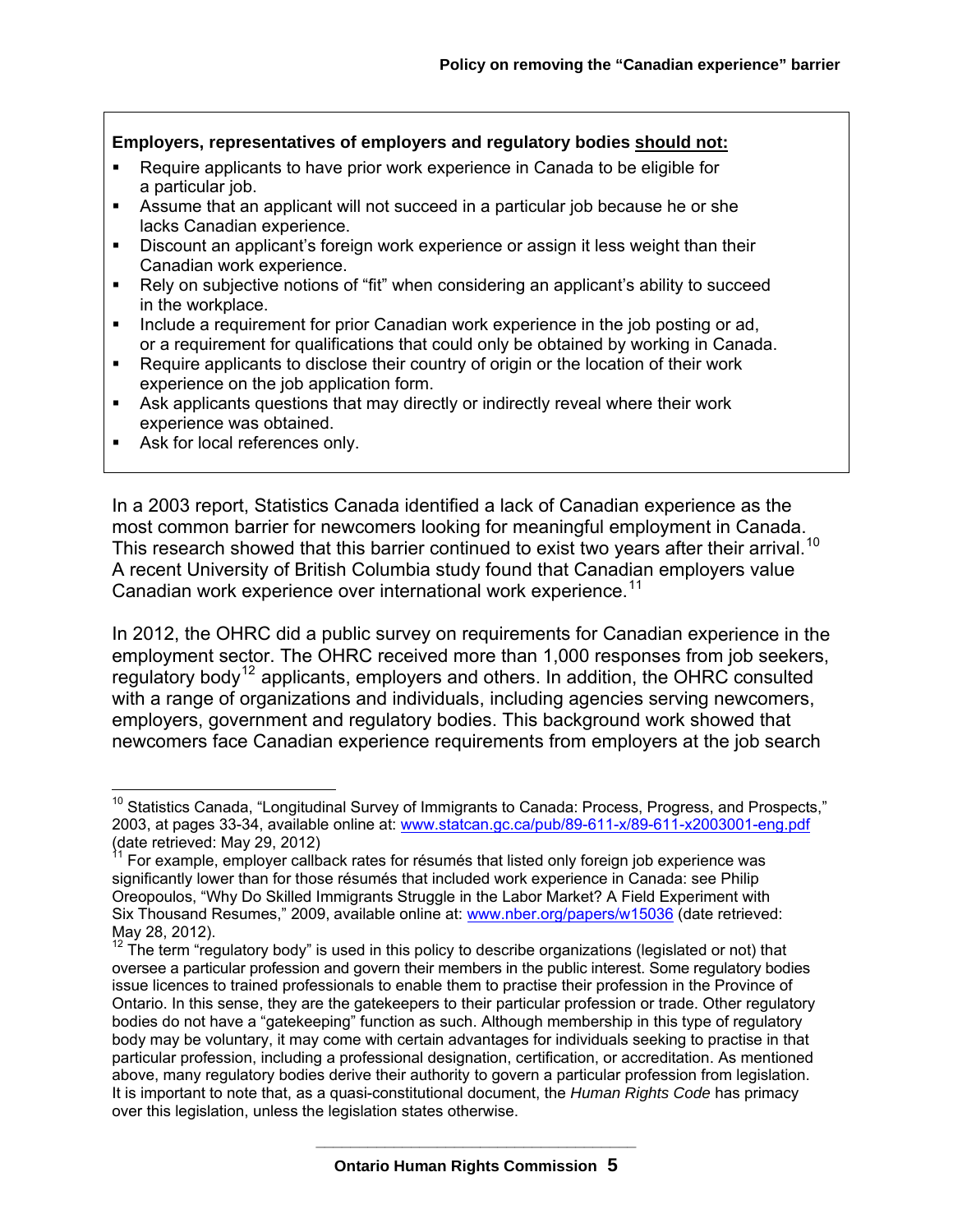**Employers, representatives of employers and regulatory bodies should not:**

- Require applicants to have prior work experience in Canada to be eligible for a particular job.
- Assume that an applicant will not succeed in a particular job because he or she lacks Canadian experience.
- Discount an applicant's foreign work experience or assign it less weight than their Canadian work experience.
- Rely on subjective notions of "fit" when considering an applicant's ability to succeed in the workplace.
- Include a requirement for prior Canadian work experience in the job posting or ad, or a requirement for qualifications that could only be obtained by working in Canada.
- Require applicants to disclose their country of origin or the location of their work experience on the job application form.
- Ask applicants questions that may directly or indirectly reveal where their work experience was obtained.
- Ask for local references only.

In a 2003 report, Statistics Canada identified a lack of Canadian experience as the most common barrier for newcomers looking for meaningful employment in Canada. This research showed that this barrier continued to exist two years after their arrival.[10] A recent University of British Columbia study found that Canadian employers value Canadian work experience over international work experience.[11]

In 2012, the OHRC did a public survey on requirements for Canadian experience in the employment sector. The OHRC received more than 1,000 responses from job seekers, regulatory body[12] applicants, employers and others. In addition, the OHRC consulted with a range of organizations and individuals, including agencies serving newcomers, employers, government and regulatory bodies. This background work showed that newcomers face Canadian experience requirements from employers at the job search

[10] Statistics Canada, "Longitudinal Survey of Immigrants to Canada: Process, Progress, and Prospects," 2003, at pages 33-34, available online at: www.statcan.gc.ca/pub/89-611-x/89-611-x2003001-eng.pdf (date retrieved: May 29, 2012)

[11] For example, employer callback rates for résumés that listed only foreign job experience was significantly lower than for those résumés that included work experience in Canada: see Philip Oreopoulos, "Why Do Skilled Immigrants Struggle in the Labor Market? A Field Experiment with Six Thousand Resumes," 2009, available online at: www.nber.org/papers/w15036 (date retrieved: May 28, 2012).

[12] The term "regulatory body" is used in this policy to describe organizations (legislated or not) that oversee a particular profession and govern their members in the public interest. Some regulatory bodies issue licences to trained professionals to enable them to practise their profession in the Province of Ontario. In this sense, they are the gatekeepers to their particular profession or trade. Other regulatory bodies do not have a "gatekeeping" function as such. Although membership in this type of regulatory body may be voluntary, it may come with certain advantages for individuals seeking to practise in that particular profession, including a professional designation, certification, or accreditation. As mentioned above, many regulatory bodies derive their authority to govern a particular profession from legislation. It is important to note that, as a quasi-constitutional document, the *Human Rights Code* has primacy over this legislation, unless the legislation states otherwise.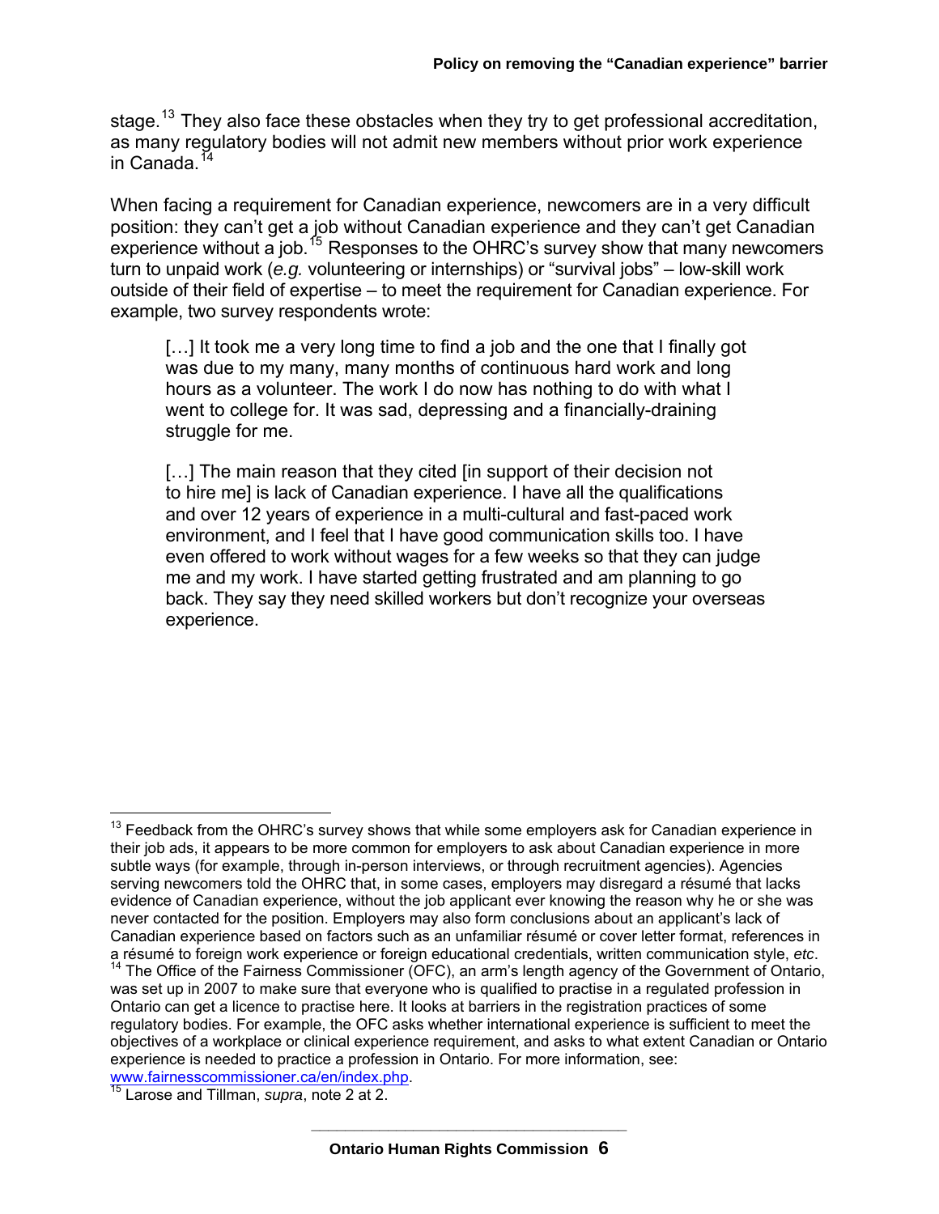stage.[13] They also face these obstacles when they try to get professional accreditation, as many regulatory bodies will not admit new members without prior work experience in Canada.[14]

When facing a requirement for Canadian experience, newcomers are in a very difficult position: they can't get a job without Canadian experience and they can't get Canadian experience without a job.[15] Responses to the OHRC's survey show that many newcomers turn to unpaid work (*e.g.* volunteering or internships) or "survival jobs" – low-skill work outside of their field of expertise – to meet the requirement for Canadian experience. For example, two survey respondents wrote:

> […] It took me a very long time to find a job and the one that I finally got was due to my many, many months of continuous hard work and long hours as a volunteer. The work I do now has nothing to do with what I went to college for. It was sad, depressing and a financially-draining struggle for me.

> […] The main reason that they cited [in support of their decision not to hire me] is lack of Canadian experience. I have all the qualifications and over 12 years of experience in a multi-cultural and fast-paced work environment, and I feel that I have good communication skills too. I have even offered to work without wages for a few weeks so that they can judge me and my work. I have started getting frustrated and am planning to go back. They say they need skilled workers but don't recognize your overseas experience.

---

[13] Feedback from the OHRC's survey shows that while some employers ask for Canadian experience in their job ads, it appears to be more common for employers to ask about Canadian experience in more subtle ways (for example, through in-person interviews, or through recruitment agencies). Agencies serving newcomers told the OHRC that, in some cases, employers may disregard a résumé that lacks evidence of Canadian experience, without the job applicant ever knowing the reason why he or she was never contacted for the position. Employers may also form conclusions about an applicant's lack of Canadian experience based on factors such as an unfamiliar résumé or cover letter format, references in a résumé to foreign work experience or foreign educational credentials, written communication style, *etc*.

[14] The Office of the Fairness Commissioner (OFC), an arm's length agency of the Government of Ontario, was set up in 2007 to make sure that everyone who is qualified to practise in a regulated profession in Ontario can get a licence to practise here. It looks at barriers in the registration practices of some regulatory bodies. For example, the OFC asks whether international experience is sufficient to meet the objectives of a workplace or clinical experience requirement, and asks to what extent Canadian or Ontario experience is needed to practice a profession in Ontario. For more information, see: www.fairnesscommissioner.ca/en/index.php.

[15] Larose and Tillman, *supra*, note 2 at 2.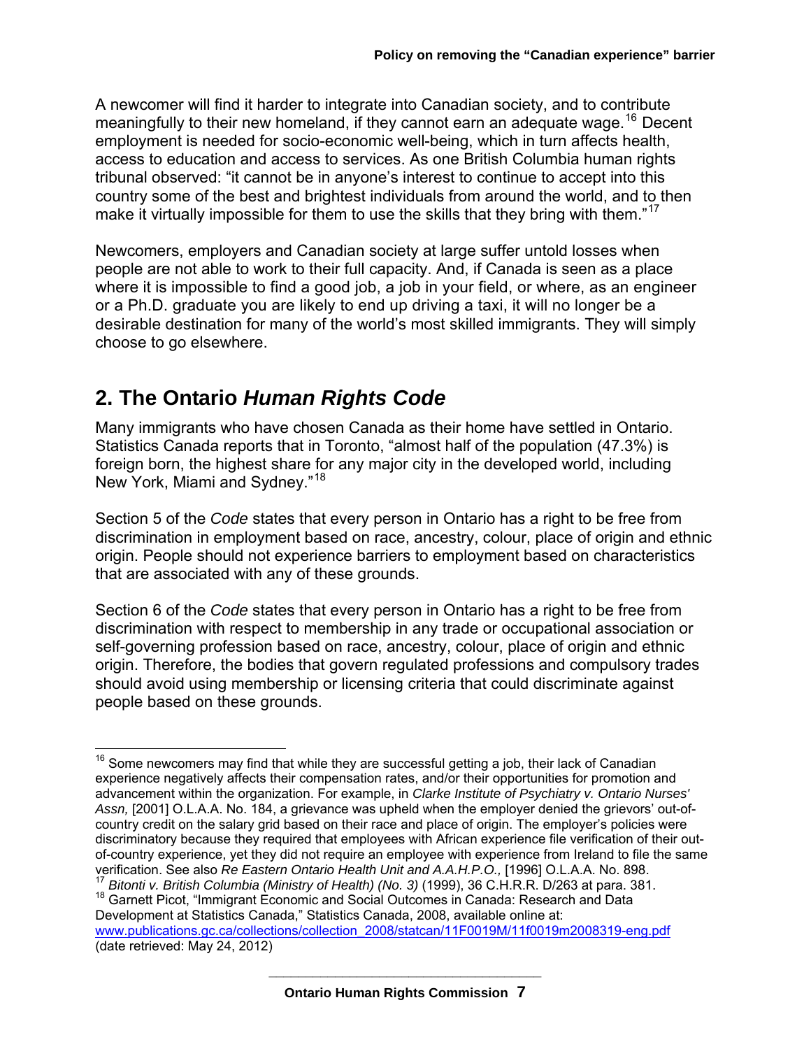A newcomer will find it harder to integrate into Canadian society, and to contribute meaningfully to their new homeland, if they cannot earn an adequate wage.[16] Decent employment is needed for socio-economic well-being, which in turn affects health, access to education and access to services. As one British Columbia human rights tribunal observed: "it cannot be in anyone's interest to continue to accept into this country some of the best and brightest individuals from around the world, and to then make it virtually impossible for them to use the skills that they bring with them."[17]

Newcomers, employers and Canadian society at large suffer untold losses when people are not able to work to their full capacity. And, if Canada is seen as a place where it is impossible to find a good job, a job in your field, or where, as an engineer or a Ph.D. graduate you are likely to end up driving a taxi, it will no longer be a desirable destination for many of the world's most skilled immigrants. They will simply choose to go elsewhere.

## 2. The Ontario *Human Rights Code*

Many immigrants who have chosen Canada as their home have settled in Ontario. Statistics Canada reports that in Toronto, "almost half of the population (47.3%) is foreign born, the highest share for any major city in the developed world, including New York, Miami and Sydney."[18]

Section 5 of the *Code* states that every person in Ontario has a right to be free from discrimination in employment based on race, ancestry, colour, place of origin and ethnic origin. People should not experience barriers to employment based on characteristics that are associated with any of these grounds.

Section 6 of the *Code* states that every person in Ontario has a right to be free from discrimination with respect to membership in any trade or occupational association or self-governing profession based on race, ancestry, colour, place of origin and ethnic origin. Therefore, the bodies that govern regulated professions and compulsory trades should avoid using membership or licensing criteria that could discriminate against people based on these grounds.

---

[16] Some newcomers may find that while they are successful getting a job, their lack of Canadian experience negatively affects their compensation rates, and/or their opportunities for promotion and advancement within the organization. For example, in *Clarke Institute of Psychiatry v. Ontario Nurses' Assn,* [2001] O.L.A.A. No. 184, a grievance was upheld when the employer denied the grievors' out-of-country credit on the salary grid based on their race and place of origin. The employer's policies were discriminatory because they required that employees with African experience file verification of their out-of-country experience, yet they did not require an employee with experience from Ireland to file the same verification. See also *Re Eastern Ontario Health Unit and A.A.H.P.O.,* [1996] O.L.A.A. No. 898.

[17] *Bitonti v. British Columbia (Ministry of Health) (No. 3)* (1999), 36 C.H.R.R. D/263 at para. 381.

[18] Garnett Picot, "Immigrant Economic and Social Outcomes in Canada: Research and Data Development at Statistics Canada," Statistics Canada, 2008, available online at: www.publications.gc.ca/collections/collection_2008/statcan/11F0019M/11f0019m2008319-eng.pdf (date retrieved: May 24, 2012)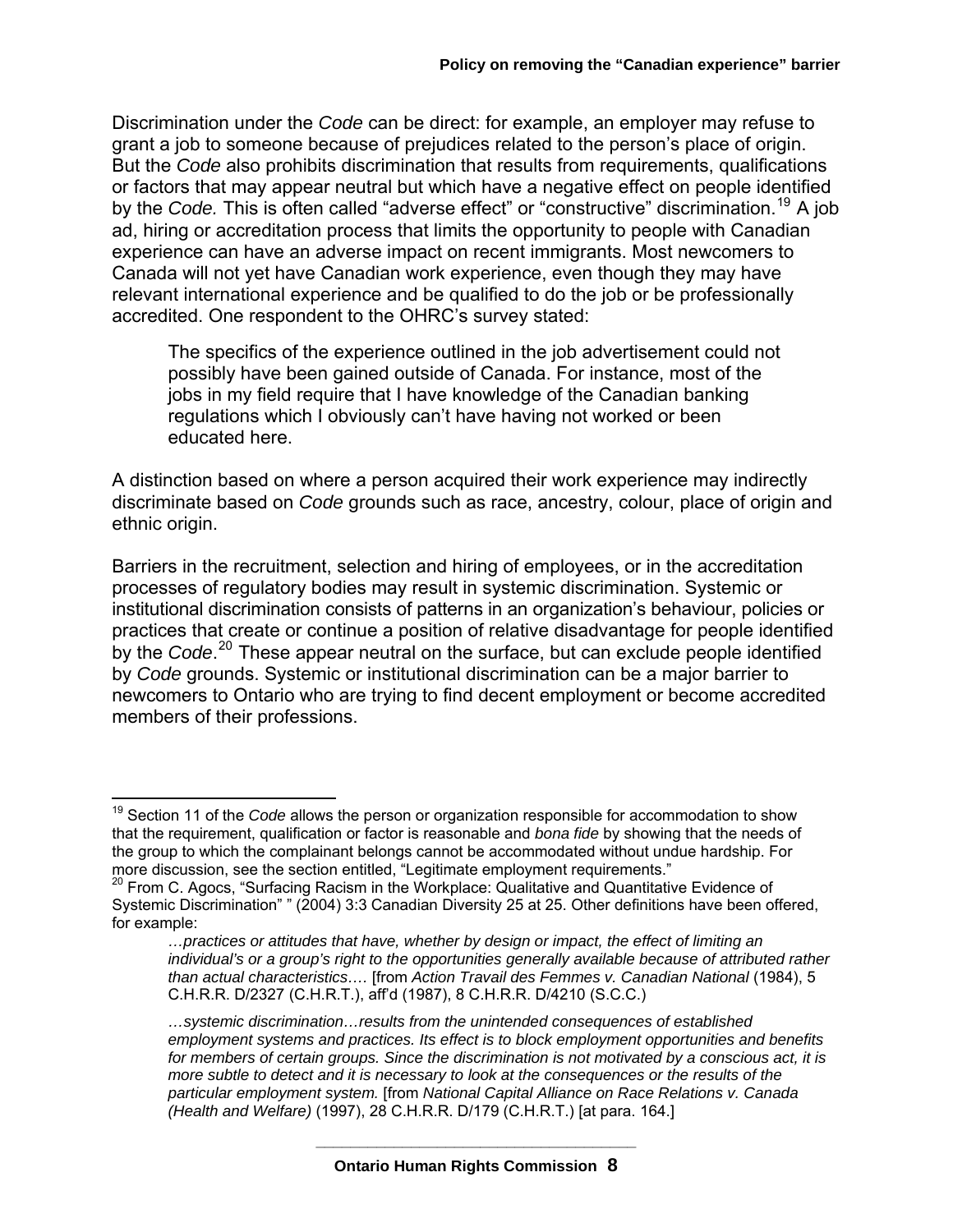Discrimination under the *Code* can be direct: for example, an employer may refuse to grant a job to someone because of prejudices related to the person's place of origin. But the *Code* also prohibits discrimination that results from requirements, qualifications or factors that may appear neutral but which have a negative effect on people identified by the *Code.* This is often called "adverse effect" or "constructive" discrimination.[19] A job ad, hiring or accreditation process that limits the opportunity to people with Canadian experience can have an adverse impact on recent immigrants. Most newcomers to Canada will not yet have Canadian work experience, even though they may have relevant international experience and be qualified to do the job or be professionally accredited. One respondent to the OHRC's survey stated:

> The specifics of the experience outlined in the job advertisement could not possibly have been gained outside of Canada. For instance, most of the jobs in my field require that I have knowledge of the Canadian banking regulations which I obviously can't have having not worked or been educated here.

A distinction based on where a person acquired their work experience may indirectly discriminate based on *Code* grounds such as race, ancestry, colour, place of origin and ethnic origin.

Barriers in the recruitment, selection and hiring of employees, or in the accreditation processes of regulatory bodies may result in systemic discrimination. Systemic or institutional discrimination consists of patterns in an organization's behaviour, policies or practices that create or continue a position of relative disadvantage for people identified by the *Code*.[20] These appear neutral on the surface, but can exclude people identified by *Code* grounds. Systemic or institutional discrimination can be a major barrier to newcomers to Ontario who are trying to find decent employment or become accredited members of their professions.

---

[19] Section 11 of the *Code* allows the person or organization responsible for accommodation to show that the requirement, qualification or factor is reasonable and *bona fide* by showing that the needs of the group to which the complainant belongs cannot be accommodated without undue hardship. For more discussion, see the section entitled, "Legitimate employment requirements."

[20] From C. Agocs, "Surfacing Racism in the Workplace: Qualitative and Quantitative Evidence of Systemic Discrimination" " (2004) 3:3 Canadian Diversity 25 at 25. Other definitions have been offered, for example:

> *…practices or attitudes that have, whether by design or impact, the effect of limiting an individual's or a group's right to the opportunities generally available because of attributed rather than actual characteristics….* [from *Action Travail des Femmes v. Canadian National* (1984), 5 C.H.R.R. D/2327 (C.H.R.T.), aff'd (1987), 8 C.H.R.R. D/4210 (S.C.C.)

> *…systemic discrimination…results from the unintended consequences of established employment systems and practices. Its effect is to block employment opportunities and benefits for members of certain groups. Since the discrimination is not motivated by a conscious act, it is more subtle to detect and it is necessary to look at the consequences or the results of the particular employment system.* [from *National Capital Alliance on Race Relations v. Canada (Health and Welfare)* (1997), 28 C.H.R.R. D/179 (C.H.R.T.) [at para. 164.]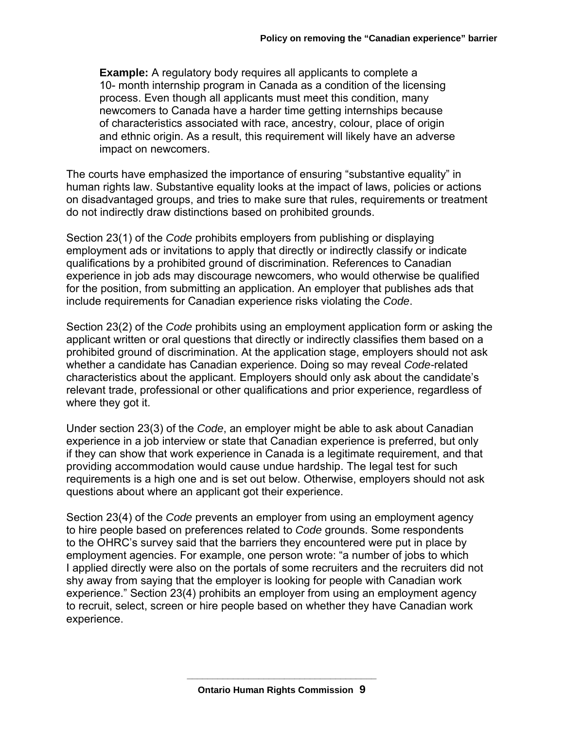> **Example:** A regulatory body requires all applicants to complete a 10- month internship program in Canada as a condition of the licensing process. Even though all applicants must meet this condition, many newcomers to Canada have a harder time getting internships because of characteristics associated with race, ancestry, colour, place of origin and ethnic origin. As a result, this requirement will likely have an adverse impact on newcomers.

The courts have emphasized the importance of ensuring "substantive equality" in human rights law. Substantive equality looks at the impact of laws, policies or actions on disadvantaged groups, and tries to make sure that rules, requirements or treatment do not indirectly draw distinctions based on prohibited grounds.

Section 23(1) of the *Code* prohibits employers from publishing or displaying employment ads or invitations to apply that directly or indirectly classify or indicate qualifications by a prohibited ground of discrimination. References to Canadian experience in job ads may discourage newcomers, who would otherwise be qualified for the position, from submitting an application. An employer that publishes ads that include requirements for Canadian experience risks violating the *Code*.

Section 23(2) of the *Code* prohibits using an employment application form or asking the applicant written or oral questions that directly or indirectly classifies them based on a prohibited ground of discrimination. At the application stage, employers should not ask whether a candidate has Canadian experience. Doing so may reveal *Code*-related characteristics about the applicant. Employers should only ask about the candidate's relevant trade, professional or other qualifications and prior experience, regardless of where they got it.

Under section 23(3) of the *Code*, an employer might be able to ask about Canadian experience in a job interview or state that Canadian experience is preferred, but only if they can show that work experience in Canada is a legitimate requirement, and that providing accommodation would cause undue hardship. The legal test for such requirements is a high one and is set out below. Otherwise, employers should not ask questions about where an applicant got their experience.

Section 23(4) of the *Code* prevents an employer from using an employment agency to hire people based on preferences related to *Code* grounds. Some respondents to the OHRC's survey said that the barriers they encountered were put in place by employment agencies. For example, one person wrote: "a number of jobs to which I applied directly were also on the portals of some recruiters and the recruiters did not shy away from saying that the employer is looking for people with Canadian work experience." Section 23(4) prohibits an employer from using an employment agency to recruit, select, screen or hire people based on whether they have Canadian work experience.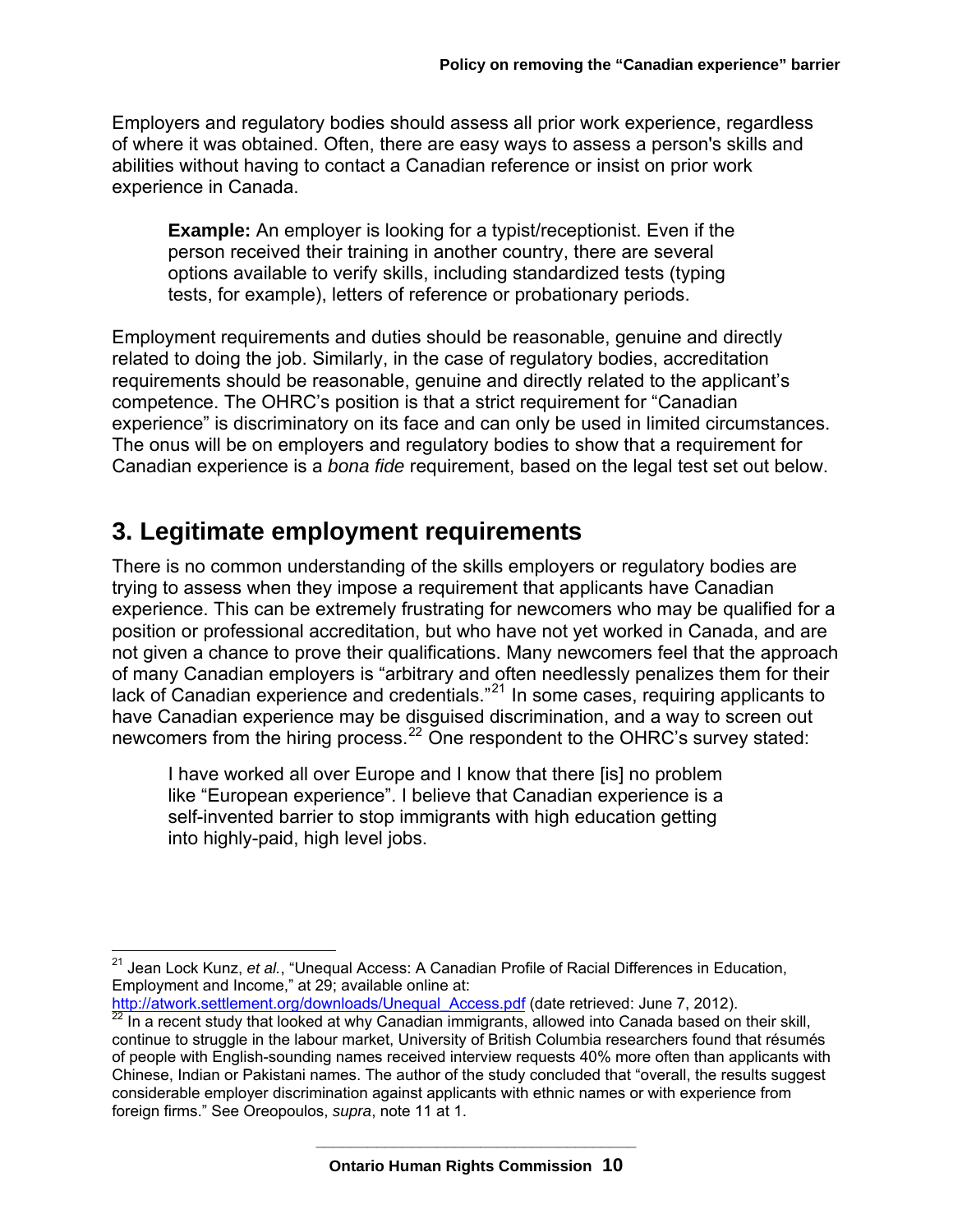Employers and regulatory bodies should assess all prior work experience, regardless of where it was obtained. Often, there are easy ways to assess a person's skills and abilities without having to contact a Canadian reference or insist on prior work experience in Canada.

> **Example:** An employer is looking for a typist/receptionist. Even if the person received their training in another country, there are several options available to verify skills, including standardized tests (typing tests, for example), letters of reference or probationary periods.

Employment requirements and duties should be reasonable, genuine and directly related to doing the job. Similarly, in the case of regulatory bodies, accreditation requirements should be reasonable, genuine and directly related to the applicant's competence. The OHRC's position is that a strict requirement for "Canadian experience" is discriminatory on its face and can only be used in limited circumstances. The onus will be on employers and regulatory bodies to show that a requirement for Canadian experience is a *bona fide* requirement, based on the legal test set out below.

## 3. Legitimate employment requirements

There is no common understanding of the skills employers or regulatory bodies are trying to assess when they impose a requirement that applicants have Canadian experience. This can be extremely frustrating for newcomers who may be qualified for a position or professional accreditation, but who have not yet worked in Canada, and are not given a chance to prove their qualifications. Many newcomers feel that the approach of many Canadian employers is "arbitrary and often needlessly penalizes them for their lack of Canadian experience and credentials."[21] In some cases, requiring applicants to have Canadian experience may be disguised discrimination, and a way to screen out newcomers from the hiring process.[22] One respondent to the OHRC's survey stated:

> I have worked all over Europe and I know that there [is] no problem like "European experience". I believe that Canadian experience is a self-invented barrier to stop immigrants with high education getting into highly-paid, high level jobs.

---

[21] Jean Lock Kunz, *et al.*, "Unequal Access: A Canadian Profile of Racial Differences in Education, Employment and Income," at 29; available online at: http://atwork.settlement.org/downloads/Unequal_Access.pdf (date retrieved: June 7, 2012).

[22] In a recent study that looked at why Canadian immigrants, allowed into Canada based on their skill, continue to struggle in the labour market, University of British Columbia researchers found that résumés of people with English-sounding names received interview requests 40% more often than applicants with Chinese, Indian or Pakistani names. The author of the study concluded that "overall, the results suggest considerable employer discrimination against applicants with ethnic names or with experience from foreign firms." See Oreopoulos, *supra*, note 11 at 1.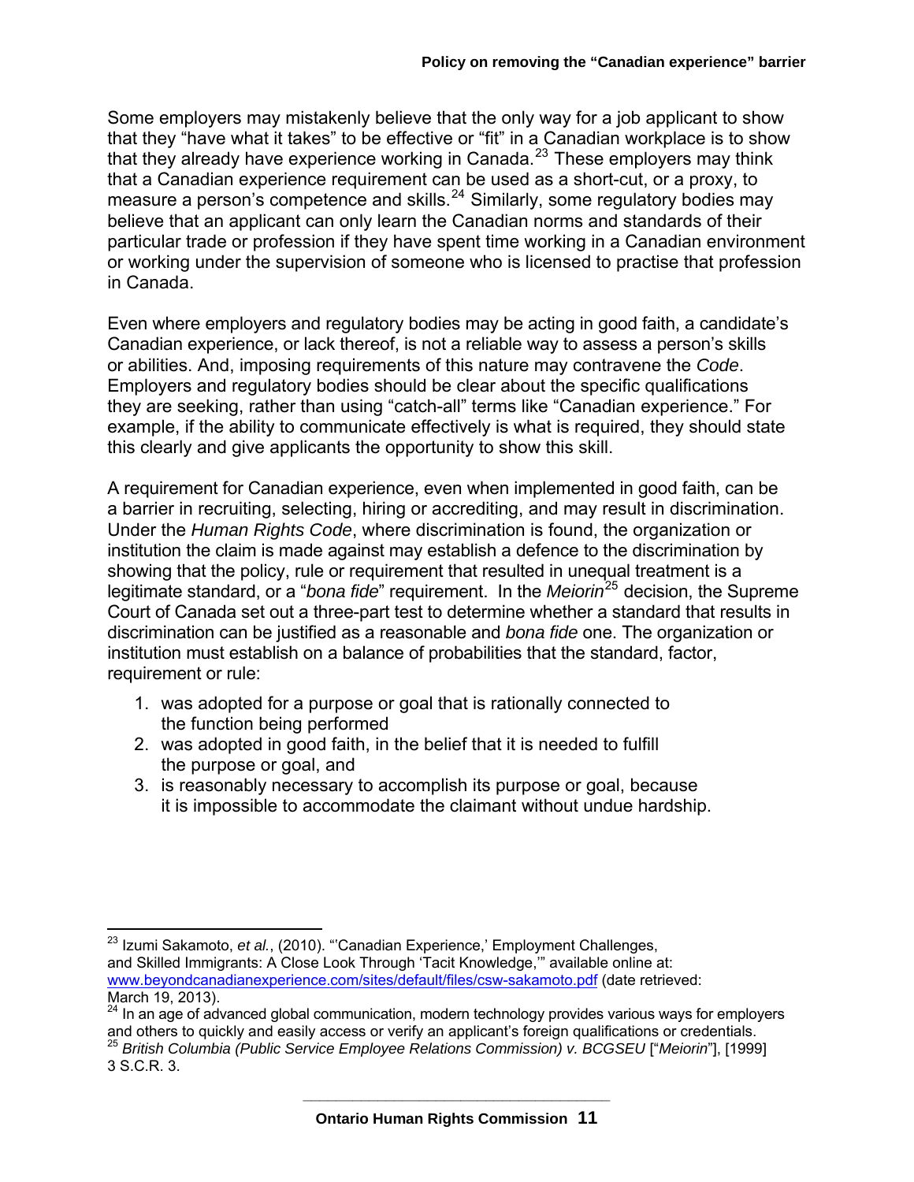Some employers may mistakenly believe that the only way for a job applicant to show that they "have what it takes" to be effective or "fit" in a Canadian workplace is to show that they already have experience working in Canada.[23] These employers may think that a Canadian experience requirement can be used as a short-cut, or a proxy, to measure a person's competence and skills.[24] Similarly, some regulatory bodies may believe that an applicant can only learn the Canadian norms and standards of their particular trade or profession if they have spent time working in a Canadian environment or working under the supervision of someone who is licensed to practise that profession in Canada.

Even where employers and regulatory bodies may be acting in good faith, a candidate's Canadian experience, or lack thereof, is not a reliable way to assess a person's skills or abilities. And, imposing requirements of this nature may contravene the *Code*. Employers and regulatory bodies should be clear about the specific qualifications they are seeking, rather than using "catch-all" terms like "Canadian experience." For example, if the ability to communicate effectively is what is required, they should state this clearly and give applicants the opportunity to show this skill.

A requirement for Canadian experience, even when implemented in good faith, can be a barrier in recruiting, selecting, hiring or accrediting, and may result in discrimination. Under the *Human Rights Code*, where discrimination is found, the organization or institution the claim is made against may establish a defence to the discrimination by showing that the policy, rule or requirement that resulted in unequal treatment is a legitimate standard, or a "*bona fide*" requirement. In the *Meiorin*[25] decision, the Supreme Court of Canada set out a three-part test to determine whether a standard that results in discrimination can be justified as a reasonable and *bona fide* one. The organization or institution must establish on a balance of probabilities that the standard, factor, requirement or rule:

1. was adopted for a purpose or goal that is rationally connected to the function being performed
2. was adopted in good faith, in the belief that it is needed to fulfill the purpose or goal, and
3. is reasonably necessary to accomplish its purpose or goal, because it is impossible to accommodate the claimant without undue hardship.

---

[23] Izumi Sakamoto, *et al.*, (2010). "'Canadian Experience,' Employment Challenges, and Skilled Immigrants: A Close Look Through 'Tacit Knowledge,'" available online at: www.beyondcanadianexperience.com/sites/default/files/csw-sakamoto.pdf (date retrieved: March 19, 2013).

[24] In an age of advanced global communication, modern technology provides various ways for employers and others to quickly and easily access or verify an applicant's foreign qualifications or credentials.

[25] *British Columbia (Public Service Employee Relations Commission) v. BCGSEU* ["*Meiorin*"], [1999] 3 S.C.R. 3.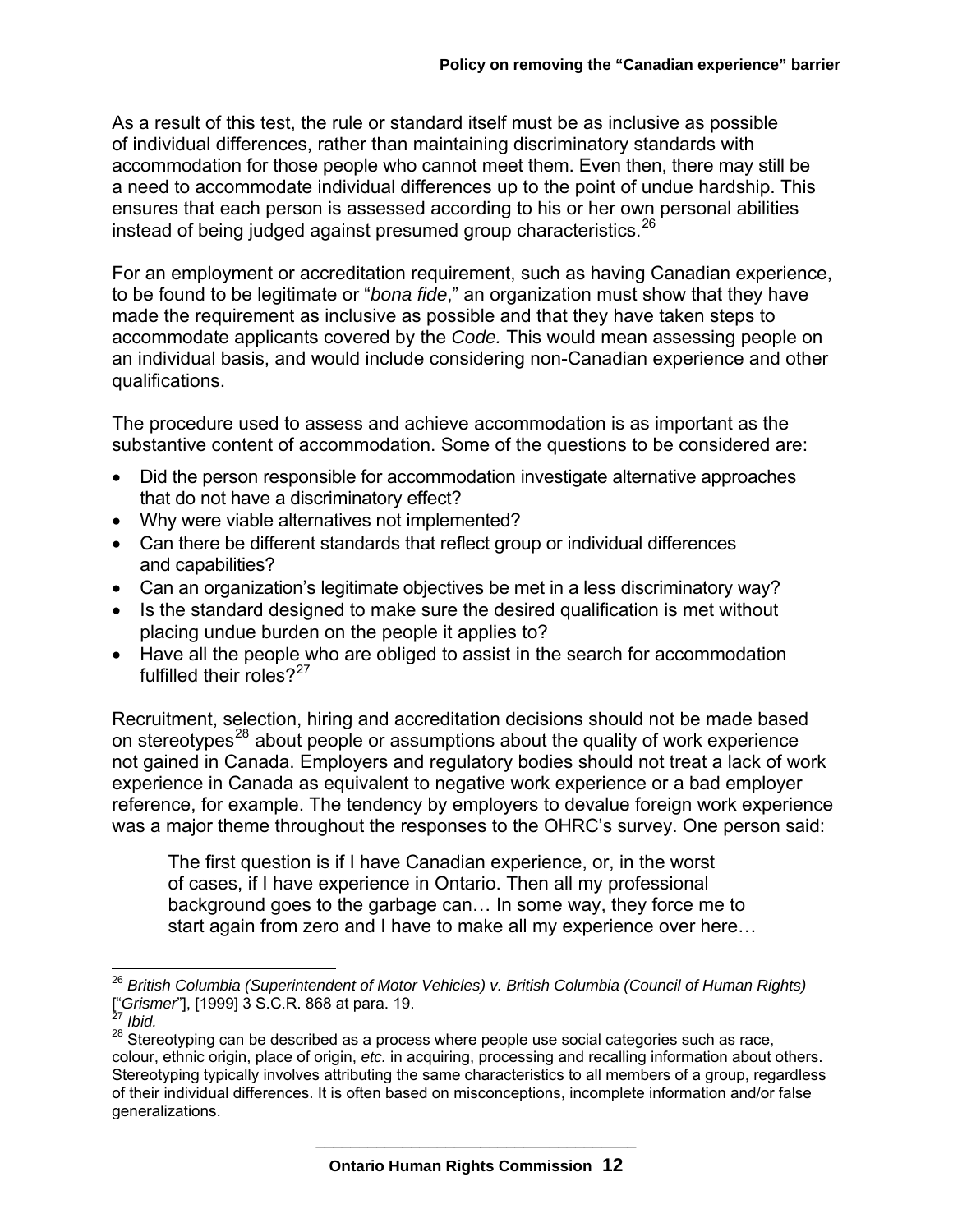As a result of this test, the rule or standard itself must be as inclusive as possible of individual differences, rather than maintaining discriminatory standards with accommodation for those people who cannot meet them. Even then, there may still be a need to accommodate individual differences up to the point of undue hardship. This ensures that each person is assessed according to his or her own personal abilities instead of being judged against presumed group characteristics.[26]

For an employment or accreditation requirement, such as having Canadian experience, to be found to be legitimate or "*bona fide*," an organization must show that they have made the requirement as inclusive as possible and that they have taken steps to accommodate applicants covered by the *Code.* This would mean assessing people on an individual basis, and would include considering non-Canadian experience and other qualifications.

The procedure used to assess and achieve accommodation is as important as the substantive content of accommodation. Some of the questions to be considered are:

- Did the person responsible for accommodation investigate alternative approaches that do not have a discriminatory effect?
- Why were viable alternatives not implemented?
- Can there be different standards that reflect group or individual differences and capabilities?
- Can an organization's legitimate objectives be met in a less discriminatory way?
- Is the standard designed to make sure the desired qualification is met without placing undue burden on the people it applies to?
- Have all the people who are obliged to assist in the search for accommodation fulfilled their roles?[27]

Recruitment, selection, hiring and accreditation decisions should not be made based on stereotypes[28] about people or assumptions about the quality of work experience not gained in Canada. Employers and regulatory bodies should not treat a lack of work experience in Canada as equivalent to negative work experience or a bad employer reference, for example. The tendency by employers to devalue foreign work experience was a major theme throughout the responses to the OHRC's survey. One person said:

> The first question is if I have Canadian experience, or, in the worst of cases, if I have experience in Ontario. Then all my professional background goes to the garbage can… In some way, they force me to start again from zero and I have to make all my experience over here…

---

[26] *British Columbia (Superintendent of Motor Vehicles) v. British Columbia (Council of Human Rights)* ["*Grismer*"], [1999] 3 S.C.R. 868 at para. 19.

[27] *Ibid.*

[28] Stereotyping can be described as a process where people use social categories such as race, colour, ethnic origin, place of origin, *etc.* in acquiring, processing and recalling information about others. Stereotyping typically involves attributing the same characteristics to all members of a group, regardless of their individual differences. It is often based on misconceptions, incomplete information and/or false generalizations.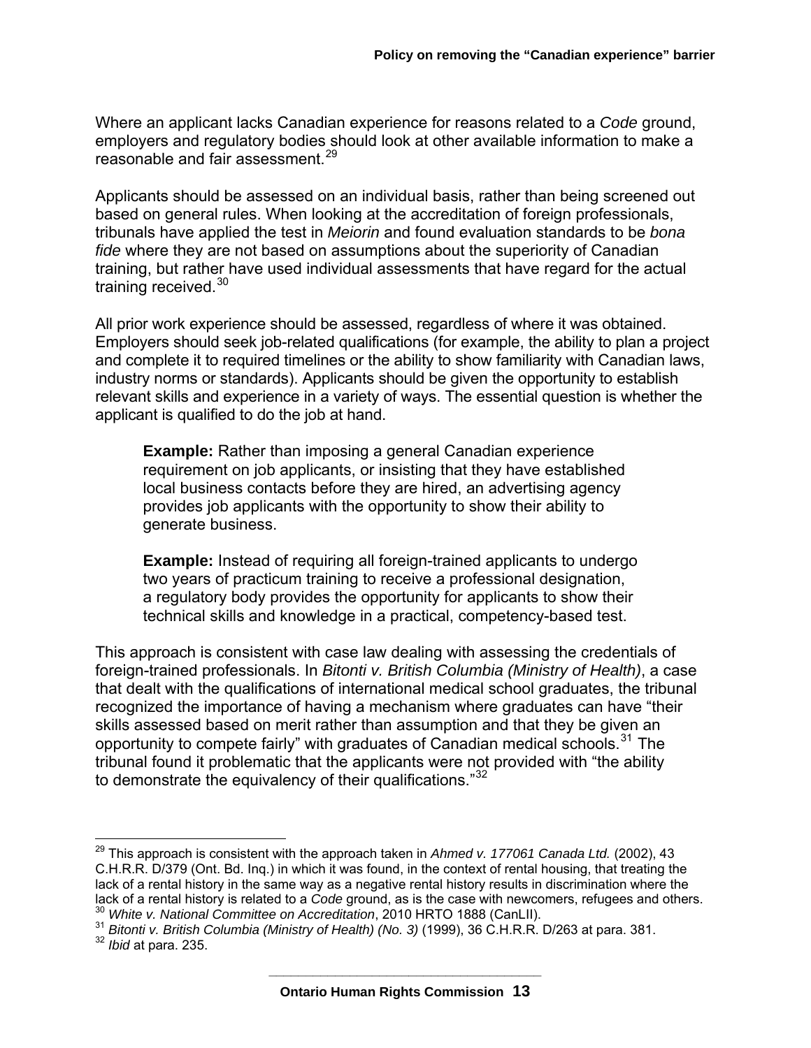Where an applicant lacks Canadian experience for reasons related to a *Code* ground, employers and regulatory bodies should look at other available information to make a reasonable and fair assessment.[29]

Applicants should be assessed on an individual basis, rather than being screened out based on general rules. When looking at the accreditation of foreign professionals, tribunals have applied the test in *Meiorin* and found evaluation standards to be *bona fide* where they are not based on assumptions about the superiority of Canadian training, but rather have used individual assessments that have regard for the actual training received.[30]

All prior work experience should be assessed, regardless of where it was obtained. Employers should seek job-related qualifications (for example, the ability to plan a project and complete it to required timelines or the ability to show familiarity with Canadian laws, industry norms or standards). Applicants should be given the opportunity to establish relevant skills and experience in a variety of ways. The essential question is whether the applicant is qualified to do the job at hand.

> **Example:** Rather than imposing a general Canadian experience requirement on job applicants, or insisting that they have established local business contacts before they are hired, an advertising agency provides job applicants with the opportunity to show their ability to generate business.

> **Example:** Instead of requiring all foreign-trained applicants to undergo two years of practicum training to receive a professional designation, a regulatory body provides the opportunity for applicants to show their technical skills and knowledge in a practical, competency-based test.

This approach is consistent with case law dealing with assessing the credentials of foreign-trained professionals. In *Bitonti v. British Columbia (Ministry of Health)*, a case that dealt with the qualifications of international medical school graduates, the tribunal recognized the importance of having a mechanism where graduates can have "their skills assessed based on merit rather than assumption and that they be given an opportunity to compete fairly" with graduates of Canadian medical schools.[31] The tribunal found it problematic that the applicants were not provided with "the ability to demonstrate the equivalency of their qualifications."[32]

---

[29] This approach is consistent with the approach taken in *Ahmed v. 177061 Canada Ltd.* (2002), 43 C.H.R.R. D/379 (Ont. Bd. Inq.) in which it was found, in the context of rental housing, that treating the lack of a rental history in the same way as a negative rental history results in discrimination where the lack of a rental history is related to a *Code* ground, as is the case with newcomers, refugees and others.

[30] *White v. National Committee on Accreditation*, 2010 HRTO 1888 (CanLII).

[31] *Bitonti v. British Columbia (Ministry of Health) (No. 3)* (1999), 36 C.H.R.R. D/263 at para. 381.

[32] *Ibid* at para. 235.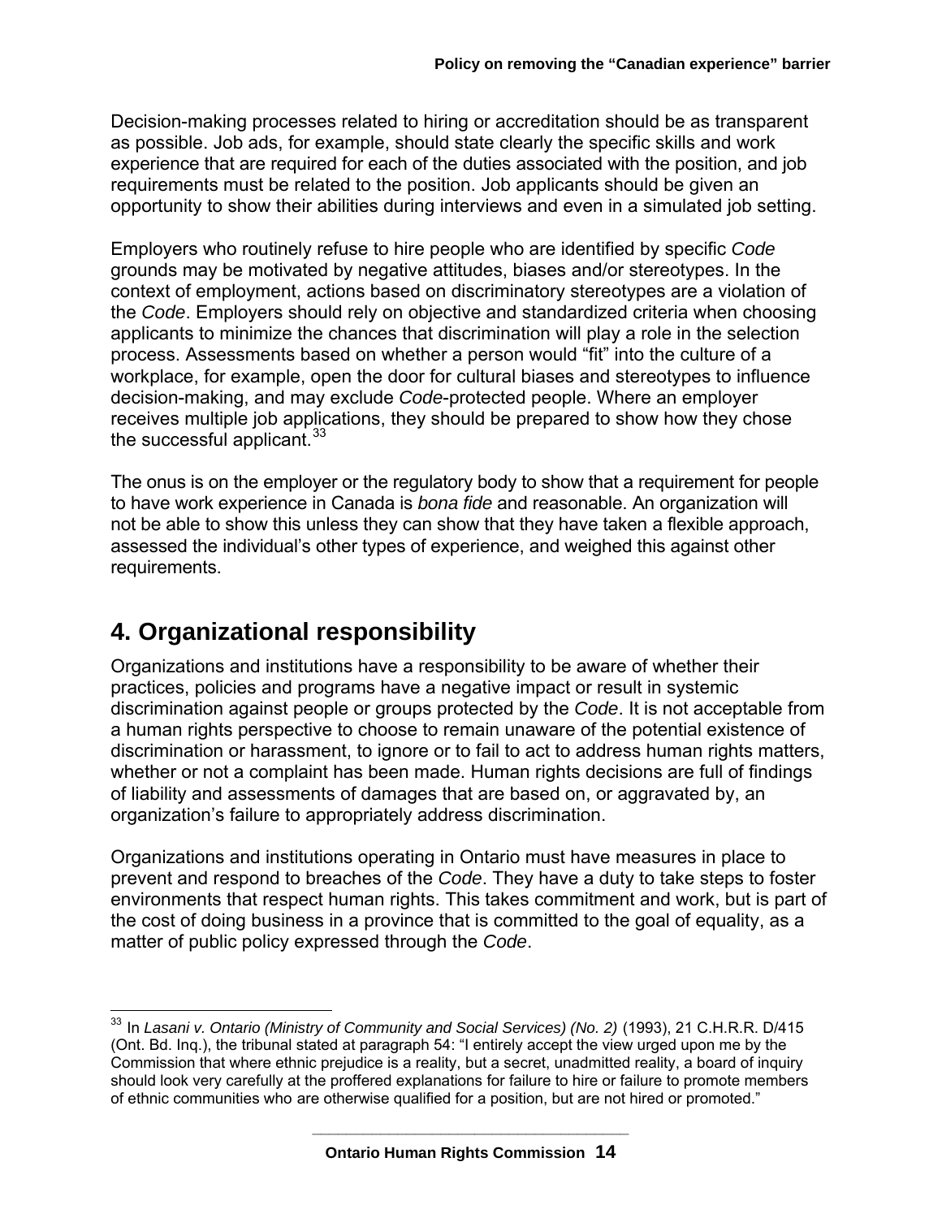Decision-making processes related to hiring or accreditation should be as transparent as possible. Job ads, for example, should state clearly the specific skills and work experience that are required for each of the duties associated with the position, and job requirements must be related to the position. Job applicants should be given an opportunity to show their abilities during interviews and even in a simulated job setting.

Employers who routinely refuse to hire people who are identified by specific *Code* grounds may be motivated by negative attitudes, biases and/or stereotypes. In the context of employment, actions based on discriminatory stereotypes are a violation of the *Code*. Employers should rely on objective and standardized criteria when choosing applicants to minimize the chances that discrimination will play a role in the selection process. Assessments based on whether a person would "fit" into the culture of a workplace, for example, open the door for cultural biases and stereotypes to influence decision-making, and may exclude *Code*-protected people. Where an employer receives multiple job applications, they should be prepared to show how they chose the successful applicant.[33]

The onus is on the employer or the regulatory body to show that a requirement for people to have work experience in Canada is *bona fide* and reasonable. An organization will not be able to show this unless they can show that they have taken a flexible approach, assessed the individual's other types of experience, and weighed this against other requirements.

## 4. Organizational responsibility

Organizations and institutions have a responsibility to be aware of whether their practices, policies and programs have a negative impact or result in systemic discrimination against people or groups protected by the *Code*. It is not acceptable from a human rights perspective to choose to remain unaware of the potential existence of discrimination or harassment, to ignore or to fail to act to address human rights matters, whether or not a complaint has been made. Human rights decisions are full of findings of liability and assessments of damages that are based on, or aggravated by, an organization's failure to appropriately address discrimination.

Organizations and institutions operating in Ontario must have measures in place to prevent and respond to breaches of the *Code*. They have a duty to take steps to foster environments that respect human rights. This takes commitment and work, but is part of the cost of doing business in a province that is committed to the goal of equality, as a matter of public policy expressed through the *Code*.

---

[33] In *Lasani v. Ontario (Ministry of Community and Social Services) (No. 2)* (1993), 21 C.H.R.R. D/415 (Ont. Bd. Inq.), the tribunal stated at paragraph 54: "I entirely accept the view urged upon me by the Commission that where ethnic prejudice is a reality, but a secret, unadmitted reality, a board of inquiry should look very carefully at the proffered explanations for failure to hire or failure to promote members of ethnic communities who are otherwise qualified for a position, but are not hired or promoted."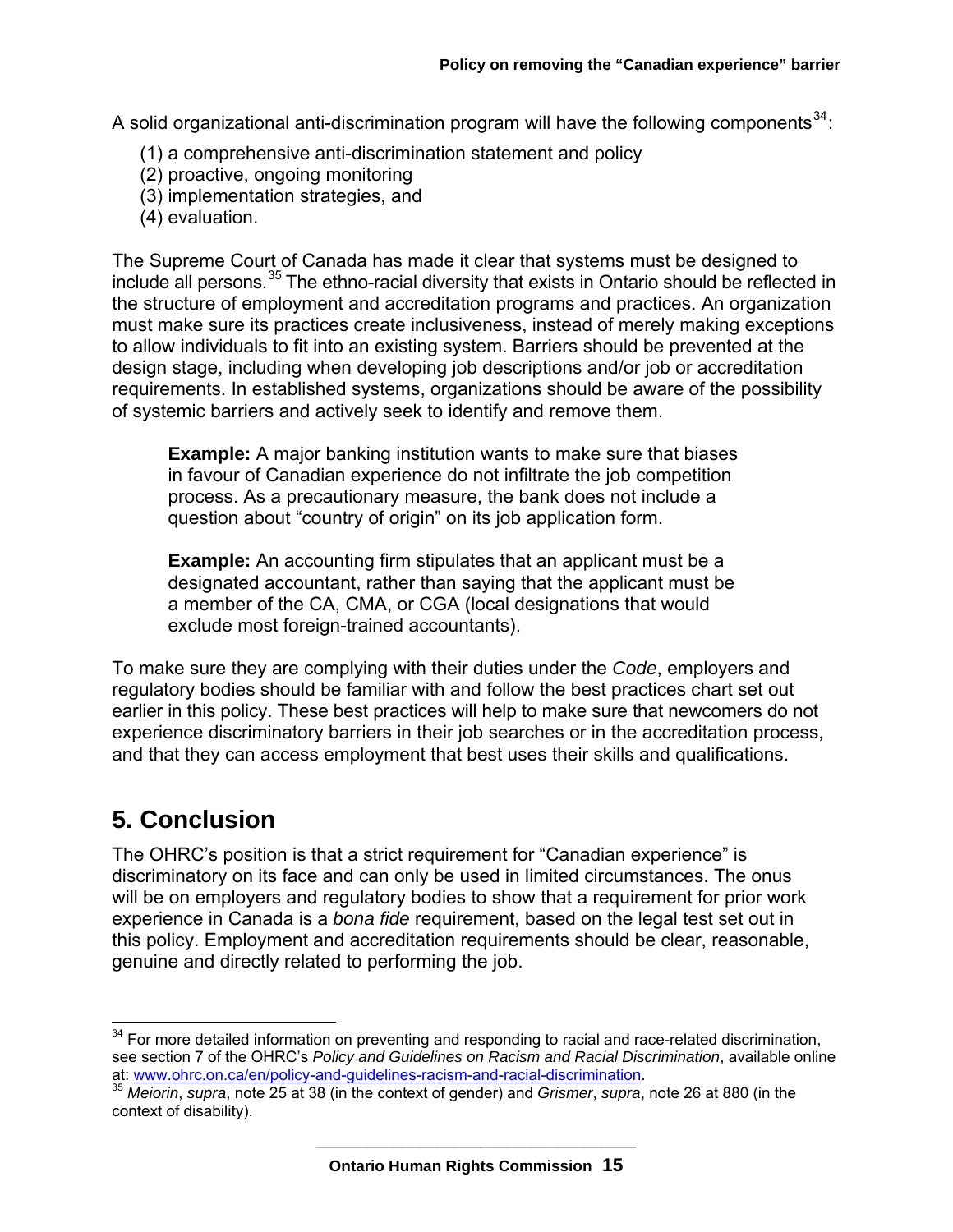A solid organizational anti-discrimination program will have the following components[34]:

(1) a comprehensive anti-discrimination statement and policy
(2) proactive, ongoing monitoring
(3) implementation strategies, and
(4) evaluation.

The Supreme Court of Canada has made it clear that systems must be designed to include all persons.[35] The ethno-racial diversity that exists in Ontario should be reflected in the structure of employment and accreditation programs and practices. An organization must make sure its practices create inclusiveness, instead of merely making exceptions to allow individuals to fit into an existing system. Barriers should be prevented at the design stage, including when developing job descriptions and/or job or accreditation requirements. In established systems, organizations should be aware of the possibility of systemic barriers and actively seek to identify and remove them.

> **Example:** A major banking institution wants to make sure that biases in favour of Canadian experience do not infiltrate the job competition process. As a precautionary measure, the bank does not include a question about "country of origin" on its job application form.

> **Example:** An accounting firm stipulates that an applicant must be a designated accountant, rather than saying that the applicant must be a member of the CA, CMA, or CGA (local designations that would exclude most foreign-trained accountants).

To make sure they are complying with their duties under the *Code*, employers and regulatory bodies should be familiar with and follow the best practices chart set out earlier in this policy. These best practices will help to make sure that newcomers do not experience discriminatory barriers in their job searches or in the accreditation process, and that they can access employment that best uses their skills and qualifications.

## 5. Conclusion

The OHRC's position is that a strict requirement for "Canadian experience" is discriminatory on its face and can only be used in limited circumstances. The onus will be on employers and regulatory bodies to show that a requirement for prior work experience in Canada is a *bona fide* requirement, based on the legal test set out in this policy. Employment and accreditation requirements should be clear, reasonable, genuine and directly related to performing the job.

---

[34] For more detailed information on preventing and responding to racial and race-related discrimination, see section 7 of the OHRC's *Policy and Guidelines on Racism and Racial Discrimination*, available online at: www.ohrc.on.ca/en/policy-and-guidelines-racism-and-racial-discrimination.

[35] *Meiorin*, *supra*, note 25 at 38 (in the context of gender) and *Grismer*, *supra*, note 26 at 880 (in the context of disability).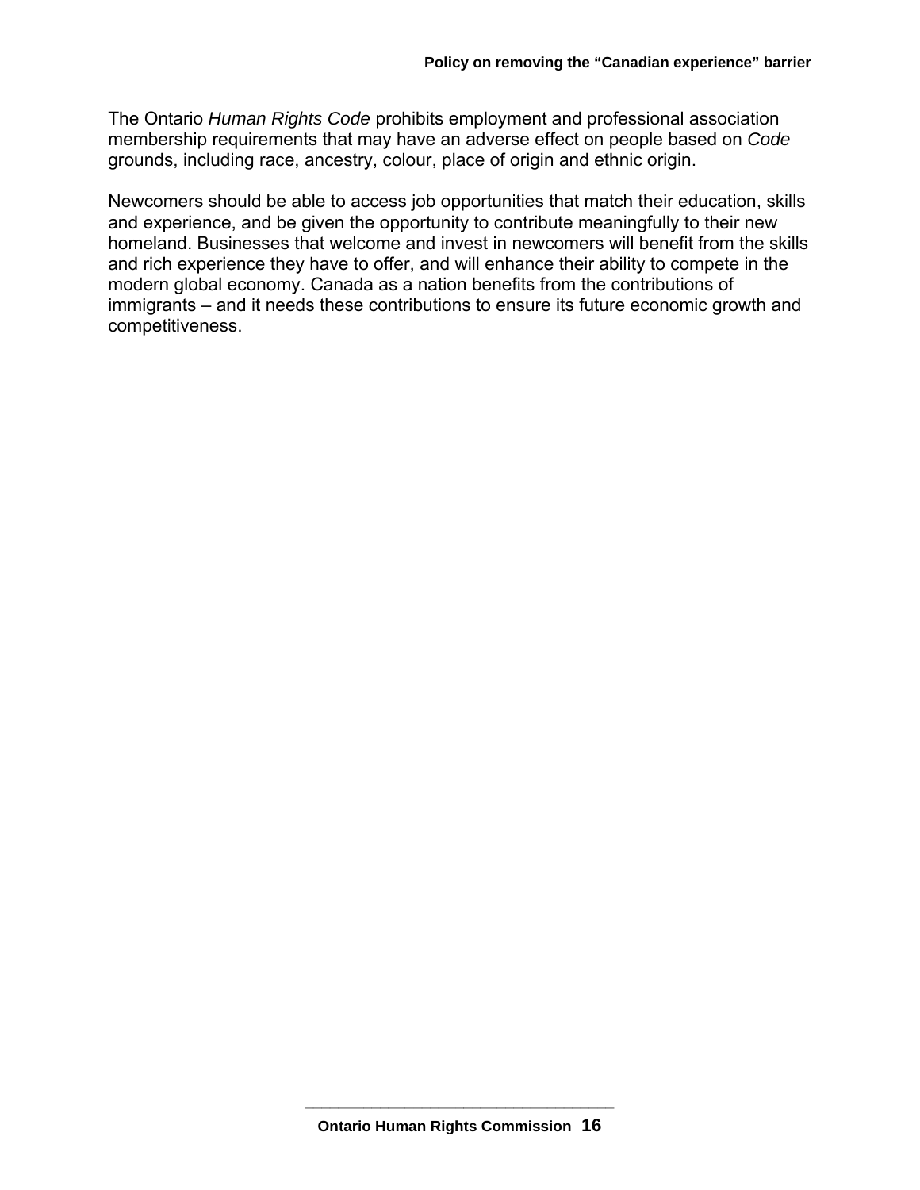The Ontario *Human Rights Code* prohibits employment and professional association membership requirements that may have an adverse effect on people based on *Code* grounds, including race, ancestry, colour, place of origin and ethnic origin.

Newcomers should be able to access job opportunities that match their education, skills and experience, and be given the opportunity to contribute meaningfully to their new homeland. Businesses that welcome and invest in newcomers will benefit from the skills and rich experience they have to offer, and will enhance their ability to compete in the modern global economy. Canada as a nation benefits from the contributions of immigrants – and it needs these contributions to ensure its future economic growth and competitiveness.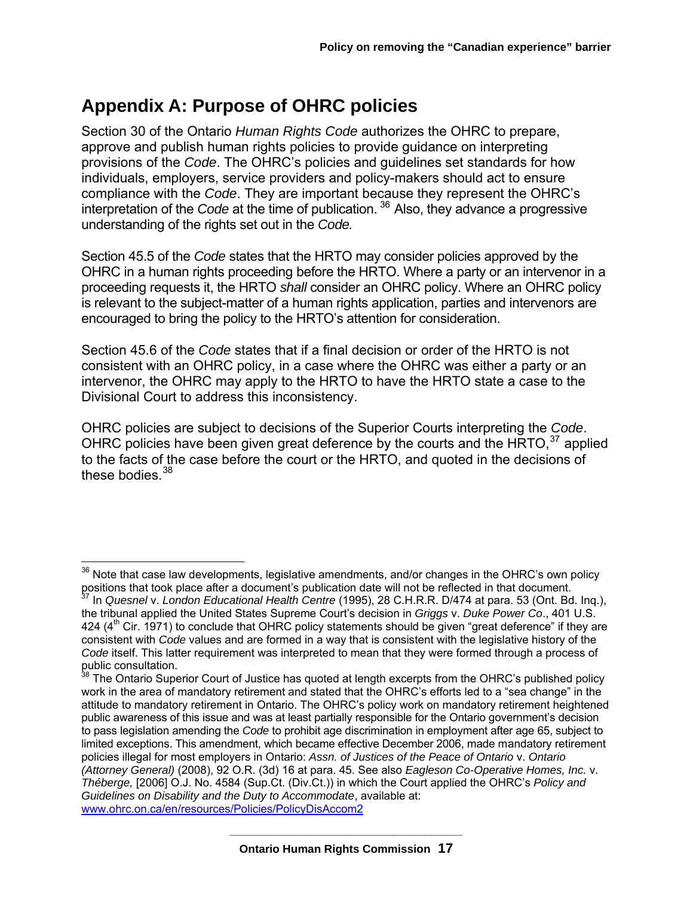## Appendix A: Purpose of OHRC policies

Section 30 of the Ontario *Human Rights Code* authorizes the OHRC to prepare, approve and publish human rights policies to provide guidance on interpreting provisions of the *Code*. The OHRC's policies and guidelines set standards for how individuals, employers, service providers and policy-makers should act to ensure compliance with the *Code*. They are important because they represent the OHRC's interpretation of the *Code* at the time of publication. [36] Also, they advance a progressive understanding of the rights set out in the *Code.*

Section 45.5 of the *Code* states that the HRTO may consider policies approved by the OHRC in a human rights proceeding before the HRTO. Where a party or an intervenor in a proceeding requests it, the HRTO *shall* consider an OHRC policy. Where an OHRC policy is relevant to the subject-matter of a human rights application, parties and intervenors are encouraged to bring the policy to the HRTO's attention for consideration.

Section 45.6 of the *Code* states that if a final decision or order of the HRTO is not consistent with an OHRC policy, in a case where the OHRC was either a party or an intervenor, the OHRC may apply to the HRTO to have the HRTO state a case to the Divisional Court to address this inconsistency.

OHRC policies are subject to decisions of the Superior Courts interpreting the *Code*. OHRC policies have been given great deference by the courts and the HRTO,[37] applied to the facts of the case before the court or the HRTO, and quoted in the decisions of these bodies.[38]

---

[36] Note that case law developments, legislative amendments, and/or changes in the OHRC's own policy positions that took place after a document's publication date will not be reflected in that document.

[37] In *Quesnel* v. *London Educational Health Centre* (1995), 28 C.H.R.R. D/474 at para. 53 (Ont. Bd. Inq.), the tribunal applied the United States Supreme Court's decision in *Griggs* v. *Duke Power Co*., 401 U.S. 424 (4th Cir. 1971) to conclude that OHRC policy statements should be given "great deference" if they are consistent with *Code* values and are formed in a way that is consistent with the legislative history of the *Code* itself. This latter requirement was interpreted to mean that they were formed through a process of public consultation.

[38] The Ontario Superior Court of Justice has quoted at length excerpts from the OHRC's published policy work in the area of mandatory retirement and stated that the OHRC's efforts led to a "sea change" in the attitude to mandatory retirement in Ontario. The OHRC's policy work on mandatory retirement heightened public awareness of this issue and was at least partially responsible for the Ontario government's decision to pass legislation amending the *Code* to prohibit age discrimination in employment after age 65, subject to limited exceptions. This amendment, which became effective December 2006, made mandatory retirement policies illegal for most employers in Ontario: *Assn. of Justices of the Peace of Ontario* v. *Ontario (Attorney General)* (2008), 92 O.R. (3d) 16 at para. 45. See also *Eagleson Co-Operative Homes, Inc.* v. *Théberge,* [2006] O.J. No. 4584 (Sup.Ct. (Div.Ct.)) in which the Court applied the OHRC's *Policy and Guidelines on Disability and the Duty to Accommodate*, available at: www.ohrc.on.ca/en/resources/Policies/PolicyDisAccom2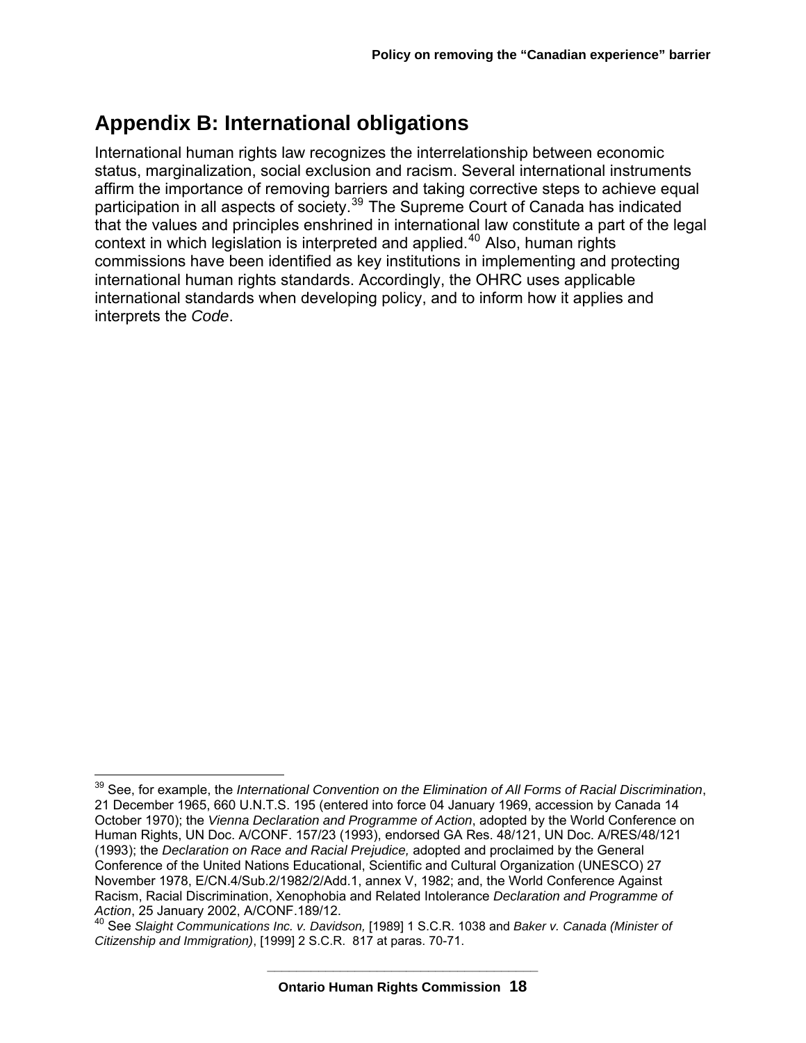## Appendix B: International obligations

International human rights law recognizes the interrelationship between economic status, marginalization, social exclusion and racism. Several international instruments affirm the importance of removing barriers and taking corrective steps to achieve equal participation in all aspects of society.[39] The Supreme Court of Canada has indicated that the values and principles enshrined in international law constitute a part of the legal context in which legislation is interpreted and applied.[40] Also, human rights commissions have been identified as key institutions in implementing and protecting international human rights standards. Accordingly, the OHRC uses applicable international standards when developing policy, and to inform how it applies and interprets the *Code*.

---

[39] See, for example, the *International Convention on the Elimination of All Forms of Racial Discrimination*, 21 December 1965, 660 U.N.T.S. 195 (entered into force 04 January 1969, accession by Canada 14 October 1970); the *Vienna Declaration and Programme of Action*, adopted by the World Conference on Human Rights, UN Doc. A/CONF. 157/23 (1993), endorsed GA Res. 48/121, UN Doc. A/RES/48/121 (1993); the *Declaration on Race and Racial Prejudice,* adopted and proclaimed by the General Conference of the United Nations Educational, Scientific and Cultural Organization (UNESCO) 27 November 1978, E/CN.4/Sub.2/1982/2/Add.1, annex V, 1982; and, the World Conference Against Racism, Racial Discrimination, Xenophobia and Related Intolerance *Declaration and Programme of Action*, 25 January 2002, A/CONF.189/12.

[40] See *Slaight Communications Inc. v. Davidson,* [1989] 1 S.C.R. 1038 and *Baker v. Canada (Minister of Citizenship and Immigration)*, [1999] 2 S.C.R. 817 at paras. 70-71.